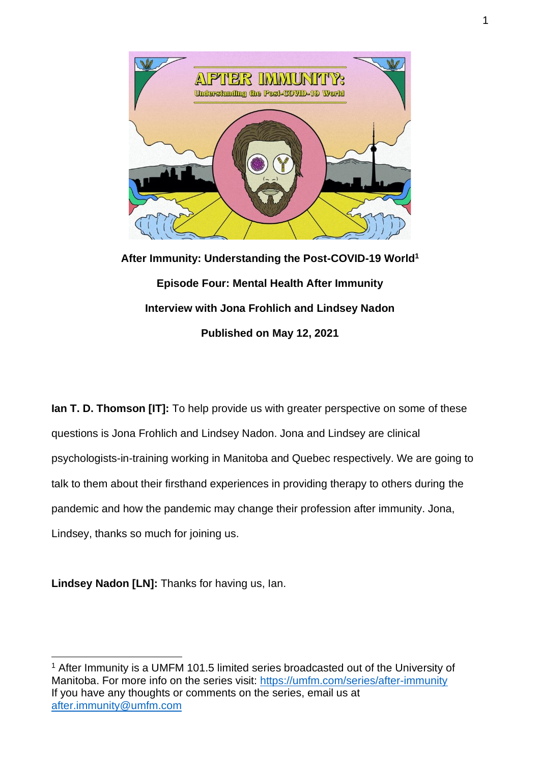**After Immunity: Understanding the Post-COVID-19 World[1]**

**Episode Four: Mental Health After Immunity**

**Interview with Jona Frohlich and Lindsey Nadon**

**Published on May 12, 2021**

**Ian T. D. Thomson [IT]:** To help provide us with greater perspective on some of these questions is Jona Frohlich and Lindsey Nadon. Jona and Lindsey are clinical psychologists-in-training working in Manitoba and Quebec respectively. We are going to talk to them about their firsthand experiences in providing therapy to others during the pandemic and how the pandemic may change their profession after immunity. Jona, Lindsey, thanks so much for joining us.

**Lindsey Nadon [LN]:** Thanks for having us, Ian.

---

[1] After Immunity is a UMFM 101.5 limited series broadcasted out of the University of Manitoba. For more info on the series visit: https://umfm.com/series/after-immunity
If you have any thoughts or comments on the series, email us at after.immunity@umfm.com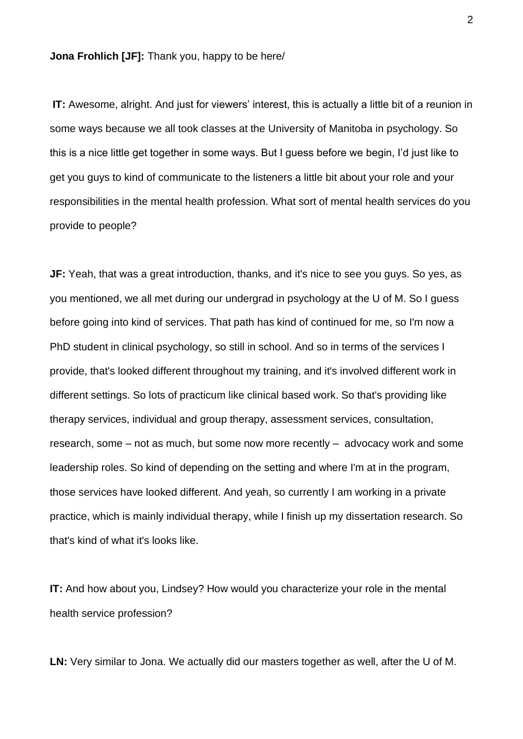**Jona Frohlich [JF]:** Thank you, happy to be here/

**IT:** Awesome, alright. And just for viewers' interest, this is actually a little bit of a reunion in some ways because we all took classes at the University of Manitoba in psychology. So this is a nice little get together in some ways. But I guess before we begin, I'd just like to get you guys to kind of communicate to the listeners a little bit about your role and your responsibilities in the mental health profession. What sort of mental health services do you provide to people?

**JF:** Yeah, that was a great introduction, thanks, and it's nice to see you guys. So yes, as you mentioned, we all met during our undergrad in psychology at the U of M. So I guess before going into kind of services. That path has kind of continued for me, so I'm now a PhD student in clinical psychology, so still in school. And so in terms of the services I provide, that's looked different throughout my training, and it's involved different work in different settings. So lots of practicum like clinical based work. So that's providing like therapy services, individual and group therapy, assessment services, consultation, research, some – not as much, but some now more recently – advocacy work and some leadership roles. So kind of depending on the setting and where I'm at in the program, those services have looked different. And yeah, so currently I am working in a private practice, which is mainly individual therapy, while I finish up my dissertation research. So that's kind of what it's looks like.

**IT:** And how about you, Lindsey? How would you characterize your role in the mental health service profession?

**LN:** Very similar to Jona. We actually did our masters together as well, after the U of M.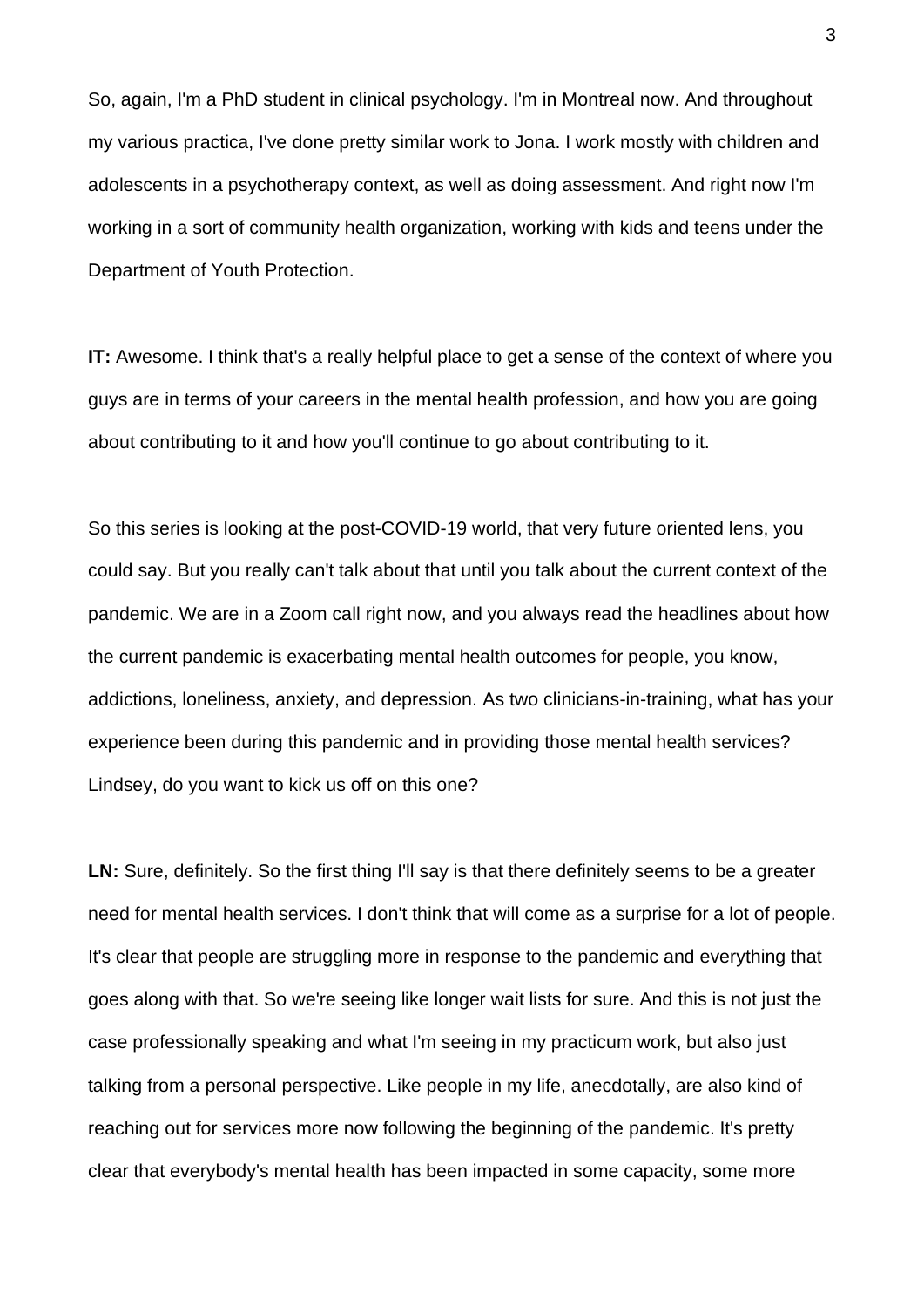So, again, I'm a PhD student in clinical psychology. I'm in Montreal now. And throughout my various practica, I've done pretty similar work to Jona. I work mostly with children and adolescents in a psychotherapy context, as well as doing assessment. And right now I'm working in a sort of community health organization, working with kids and teens under the Department of Youth Protection.

**IT:** Awesome. I think that's a really helpful place to get a sense of the context of where you guys are in terms of your careers in the mental health profession, and how you are going about contributing to it and how you'll continue to go about contributing to it.

So this series is looking at the post-COVID-19 world, that very future oriented lens, you could say. But you really can't talk about that until you talk about the current context of the pandemic. We are in a Zoom call right now, and you always read the headlines about how the current pandemic is exacerbating mental health outcomes for people, you know, addictions, loneliness, anxiety, and depression. As two clinicians-in-training, what has your experience been during this pandemic and in providing those mental health services? Lindsey, do you want to kick us off on this one?

**LN:** Sure, definitely. So the first thing I'll say is that there definitely seems to be a greater need for mental health services. I don't think that will come as a surprise for a lot of people. It's clear that people are struggling more in response to the pandemic and everything that goes along with that. So we're seeing like longer wait lists for sure. And this is not just the case professionally speaking and what I'm seeing in my practicum work, but also just talking from a personal perspective. Like people in my life, anecdotally, are also kind of reaching out for services more now following the beginning of the pandemic. It's pretty clear that everybody's mental health has been impacted in some capacity, some more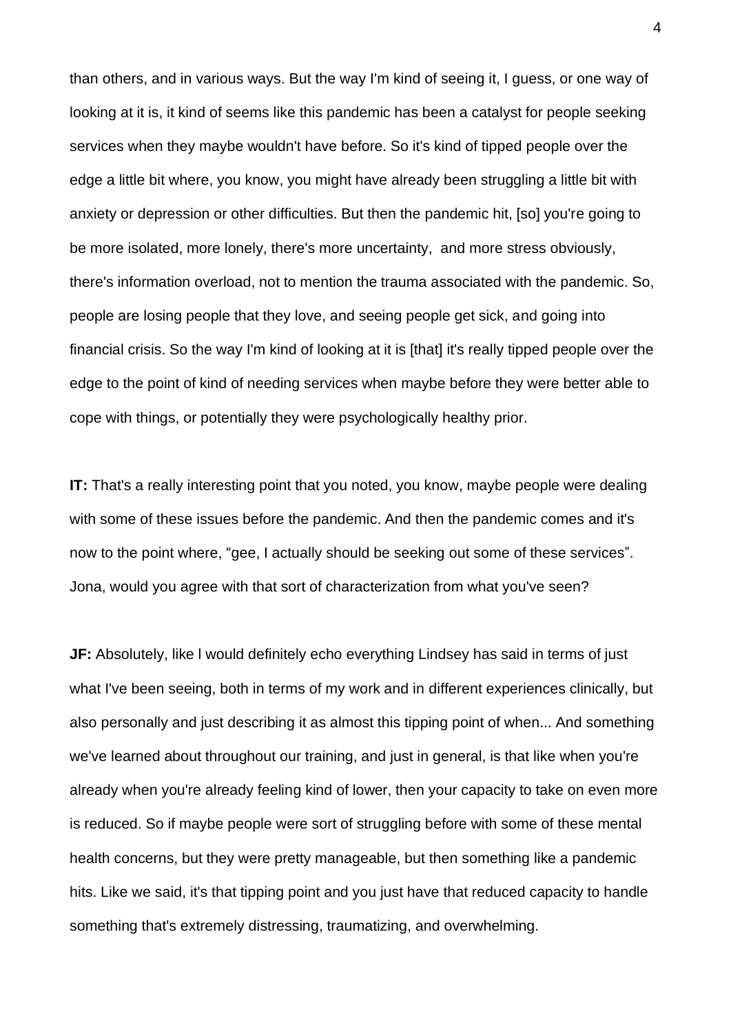than others, and in various ways. But the way I'm kind of seeing it, I guess, or one way of looking at it is, it kind of seems like this pandemic has been a catalyst for people seeking services when they maybe wouldn't have before. So it's kind of tipped people over the edge a little bit where, you know, you might have already been struggling a little bit with anxiety or depression or other difficulties. But then the pandemic hit, [so] you're going to be more isolated, more lonely, there's more uncertainty,  and more stress obviously, there's information overload, not to mention the trauma associated with the pandemic. So, people are losing people that they love, and seeing people get sick, and going into financial crisis. So the way I'm kind of looking at it is [that] it's really tipped people over the edge to the point of kind of needing services when maybe before they were better able to cope with things, or potentially they were psychologically healthy prior.

**IT:** That's a really interesting point that you noted, you know, maybe people were dealing with some of these issues before the pandemic. And then the pandemic comes and it's now to the point where, "gee, I actually should be seeking out some of these services". Jona, would you agree with that sort of characterization from what you've seen?

**JF:** Absolutely, like I would definitely echo everything Lindsey has said in terms of just what I've been seeing, both in terms of my work and in different experiences clinically, but also personally and just describing it as almost this tipping point of when... And something we've learned about throughout our training, and just in general, is that like when you're already when you're already feeling kind of lower, then your capacity to take on even more is reduced. So if maybe people were sort of struggling before with some of these mental health concerns, but they were pretty manageable, but then something like a pandemic hits. Like we said, it's that tipping point and you just have that reduced capacity to handle something that's extremely distressing, traumatizing, and overwhelming.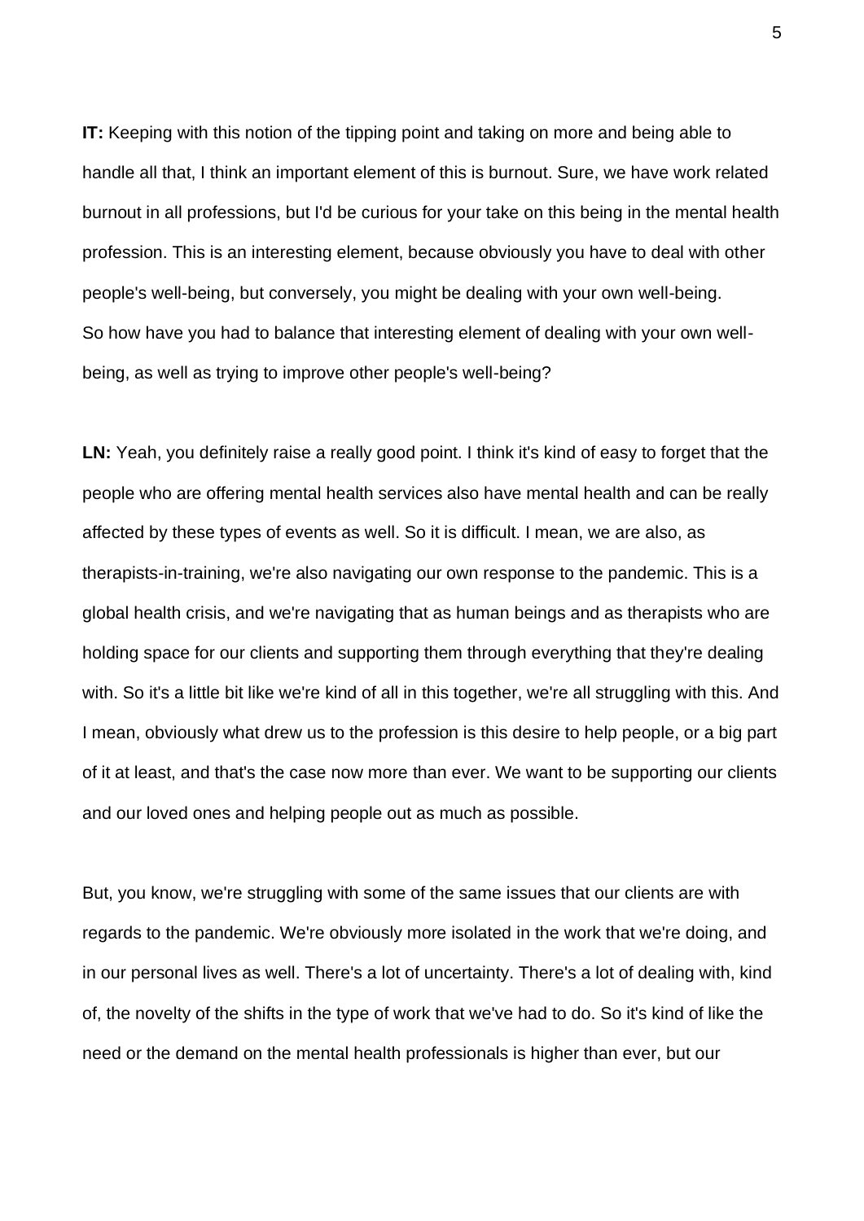**IT:** Keeping with this notion of the tipping point and taking on more and being able to handle all that, I think an important element of this is burnout. Sure, we have work related burnout in all professions, but I'd be curious for your take on this being in the mental health profession. This is an interesting element, because obviously you have to deal with other people's well-being, but conversely, you might be dealing with your own well-being. So how have you had to balance that interesting element of dealing with your own well-being, as well as trying to improve other people's well-being?

**LN:** Yeah, you definitely raise a really good point. I think it's kind of easy to forget that the people who are offering mental health services also have mental health and can be really affected by these types of events as well. So it is difficult. I mean, we are also, as therapists-in-training, we're also navigating our own response to the pandemic. This is a global health crisis, and we're navigating that as human beings and as therapists who are holding space for our clients and supporting them through everything that they're dealing with. So it's a little bit like we're kind of all in this together, we're all struggling with this. And I mean, obviously what drew us to the profession is this desire to help people, or a big part of it at least, and that's the case now more than ever. We want to be supporting our clients and our loved ones and helping people out as much as possible.

But, you know, we're struggling with some of the same issues that our clients are with regards to the pandemic. We're obviously more isolated in the work that we're doing, and in our personal lives as well. There's a lot of uncertainty. There's a lot of dealing with, kind of, the novelty of the shifts in the type of work that we've had to do. So it's kind of like the need or the demand on the mental health professionals is higher than ever, but our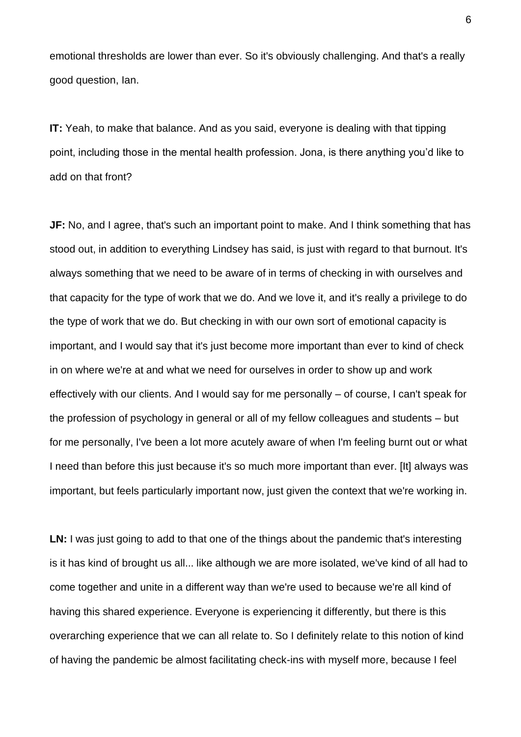emotional thresholds are lower than ever. So it's obviously challenging. And that's a really good question, Ian.

**IT:** Yeah, to make that balance. And as you said, everyone is dealing with that tipping point, including those in the mental health profession. Jona, is there anything you'd like to add on that front?

**JF:** No, and I agree, that's such an important point to make. And I think something that has stood out, in addition to everything Lindsey has said, is just with regard to that burnout. It's always something that we need to be aware of in terms of checking in with ourselves and that capacity for the type of work that we do. And we love it, and it's really a privilege to do the type of work that we do. But checking in with our own sort of emotional capacity is important, and I would say that it's just become more important than ever to kind of check in on where we're at and what we need for ourselves in order to show up and work effectively with our clients. And I would say for me personally – of course, I can't speak for the profession of psychology in general or all of my fellow colleagues and students – but for me personally, I've been a lot more acutely aware of when I'm feeling burnt out or what I need than before this just because it's so much more important than ever. [It] always was important, but feels particularly important now, just given the context that we're working in.

**LN:** I was just going to add to that one of the things about the pandemic that's interesting is it has kind of brought us all... like although we are more isolated, we've kind of all had to come together and unite in a different way than we're used to because we're all kind of having this shared experience. Everyone is experiencing it differently, but there is this overarching experience that we can all relate to. So I definitely relate to this notion of kind of having the pandemic be almost facilitating check-ins with myself more, because I feel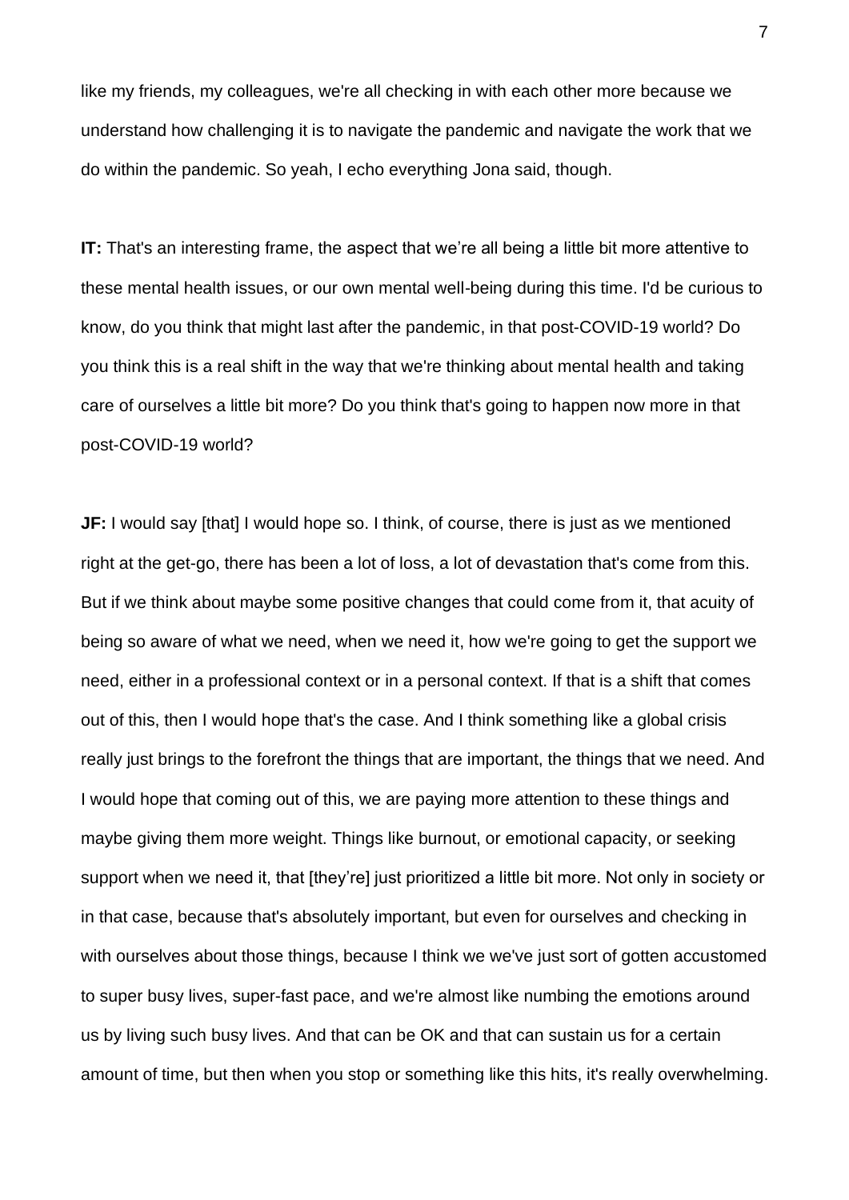like my friends, my colleagues, we're all checking in with each other more because we understand how challenging it is to navigate the pandemic and navigate the work that we do within the pandemic. So yeah, I echo everything Jona said, though.

**IT:** That's an interesting frame, the aspect that we're all being a little bit more attentive to these mental health issues, or our own mental well-being during this time. I'd be curious to know, do you think that might last after the pandemic, in that post-COVID-19 world? Do you think this is a real shift in the way that we're thinking about mental health and taking care of ourselves a little bit more? Do you think that's going to happen now more in that post-COVID-19 world?

**JF:** I would say [that] I would hope so. I think, of course, there is just as we mentioned right at the get-go, there has been a lot of loss, a lot of devastation that's come from this. But if we think about maybe some positive changes that could come from it, that acuity of being so aware of what we need, when we need it, how we're going to get the support we need, either in a professional context or in a personal context. If that is a shift that comes out of this, then I would hope that's the case. And I think something like a global crisis really just brings to the forefront the things that are important, the things that we need. And I would hope that coming out of this, we are paying more attention to these things and maybe giving them more weight. Things like burnout, or emotional capacity, or seeking support when we need it, that [they're] just prioritized a little bit more. Not only in society or in that case, because that's absolutely important, but even for ourselves and checking in with ourselves about those things, because I think we we've just sort of gotten accustomed to super busy lives, super-fast pace, and we're almost like numbing the emotions around us by living such busy lives. And that can be OK and that can sustain us for a certain amount of time, but then when you stop or something like this hits, it's really overwhelming.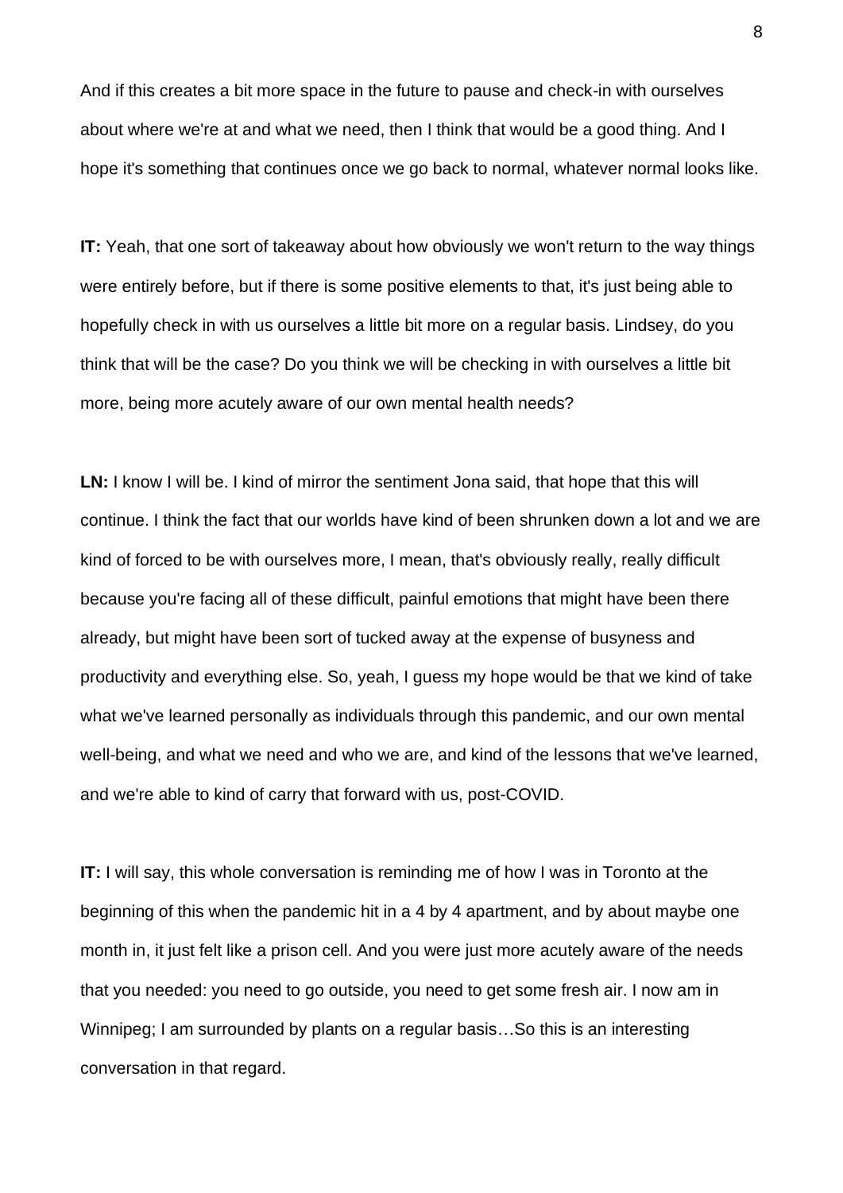And if this creates a bit more space in the future to pause and check-in with ourselves about where we're at and what we need, then I think that would be a good thing. And I hope it's something that continues once we go back to normal, whatever normal looks like.

**IT:** Yeah, that one sort of takeaway about how obviously we won't return to the way things were entirely before, but if there is some positive elements to that, it's just being able to hopefully check in with us ourselves a little bit more on a regular basis. Lindsey, do you think that will be the case? Do you think we will be checking in with ourselves a little bit more, being more acutely aware of our own mental health needs?

**LN:** I know I will be. I kind of mirror the sentiment Jona said, that hope that this will continue. I think the fact that our worlds have kind of been shrunken down a lot and we are kind of forced to be with ourselves more, I mean, that's obviously really, really difficult because you're facing all of these difficult, painful emotions that might have been there already, but might have been sort of tucked away at the expense of busyness and productivity and everything else. So, yeah, I guess my hope would be that we kind of take what we've learned personally as individuals through this pandemic, and our own mental well-being, and what we need and who we are, and kind of the lessons that we've learned, and we're able to kind of carry that forward with us, post-COVID.

**IT:** I will say, this whole conversation is reminding me of how I was in Toronto at the beginning of this when the pandemic hit in a 4 by 4 apartment, and by about maybe one month in, it just felt like a prison cell. And you were just more acutely aware of the needs that you needed: you need to go outside, you need to get some fresh air. I now am in Winnipeg; I am surrounded by plants on a regular basis…So this is an interesting conversation in that regard.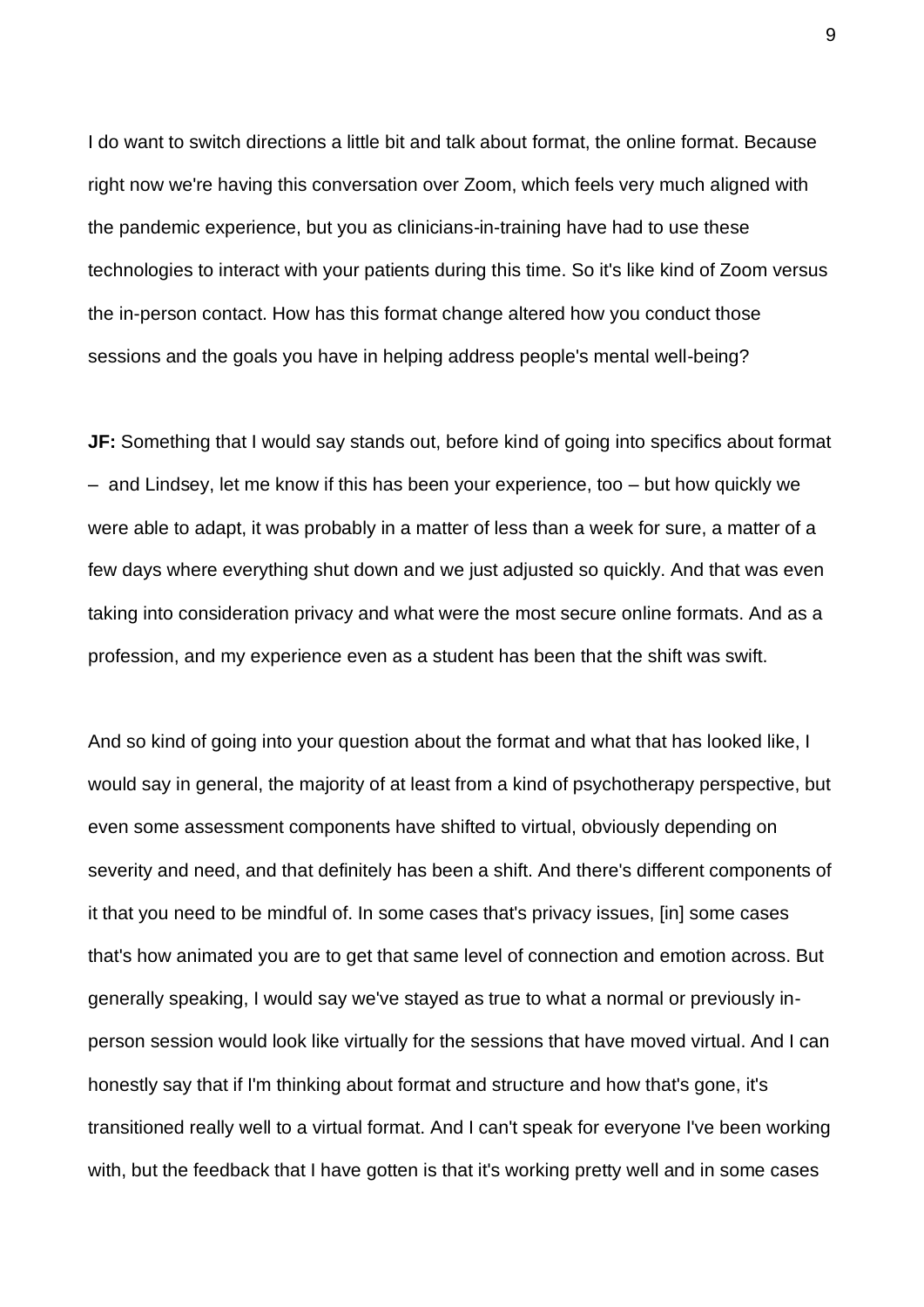I do want to switch directions a little bit and talk about format, the online format. Because right now we're having this conversation over Zoom, which feels very much aligned with the pandemic experience, but you as clinicians-in-training have had to use these technologies to interact with your patients during this time. So it's like kind of Zoom versus the in-person contact. How has this format change altered how you conduct those sessions and the goals you have in helping address people's mental well-being?

**JF:** Something that I would say stands out, before kind of going into specifics about format – and Lindsey, let me know if this has been your experience, too – but how quickly we were able to adapt, it was probably in a matter of less than a week for sure, a matter of a few days where everything shut down and we just adjusted so quickly. And that was even taking into consideration privacy and what were the most secure online formats. And as a profession, and my experience even as a student has been that the shift was swift.

And so kind of going into your question about the format and what that has looked like, I would say in general, the majority of at least from a kind of psychotherapy perspective, but even some assessment components have shifted to virtual, obviously depending on severity and need, and that definitely has been a shift. And there's different components of it that you need to be mindful of. In some cases that's privacy issues, [in] some cases that's how animated you are to get that same level of connection and emotion across. But generally speaking, I would say we've stayed as true to what a normal or previously in-person session would look like virtually for the sessions that have moved virtual. And I can honestly say that if I'm thinking about format and structure and how that's gone, it's transitioned really well to a virtual format. And I can't speak for everyone I've been working with, but the feedback that I have gotten is that it's working pretty well and in some cases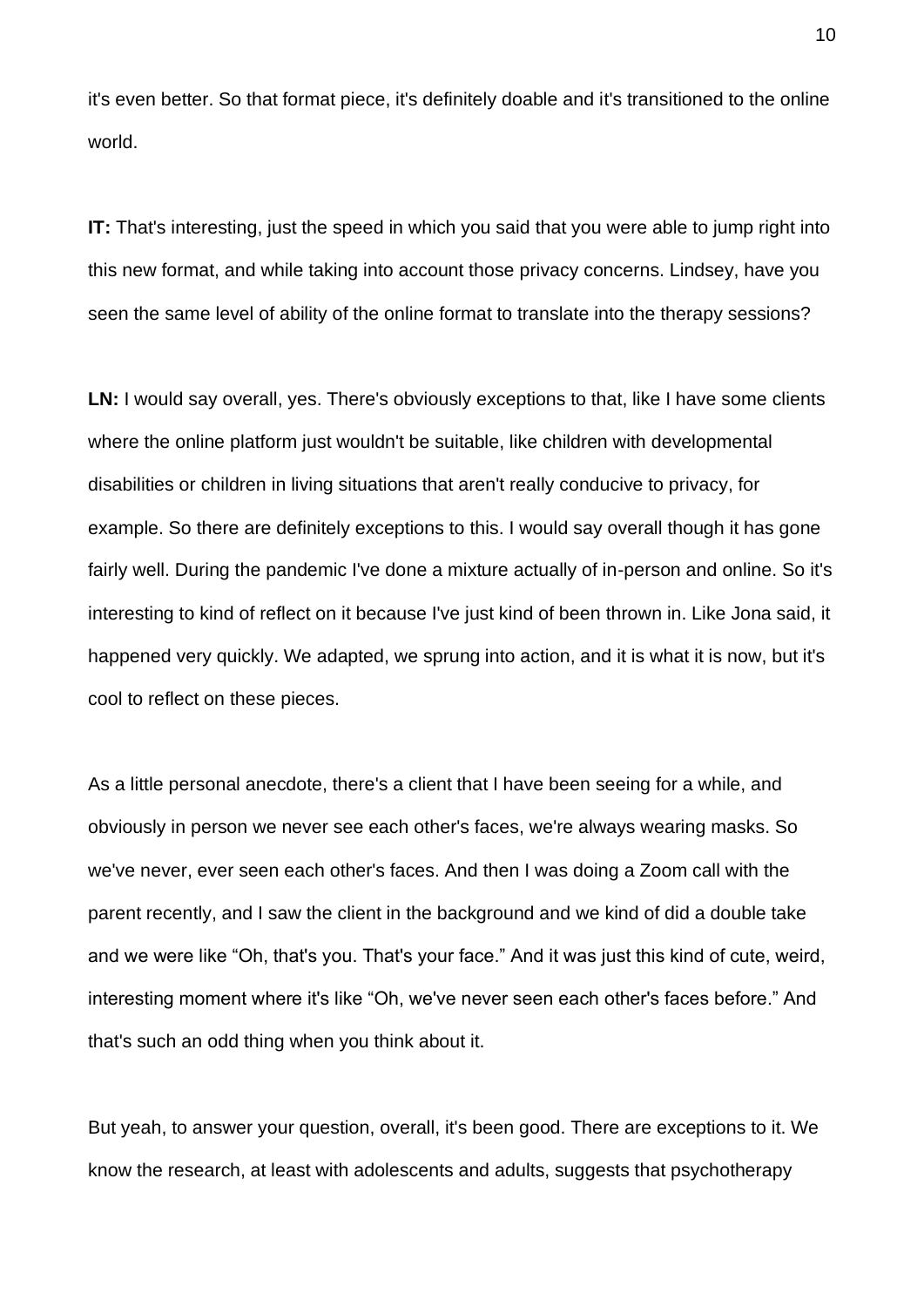it's even better. So that format piece, it's definitely doable and it's transitioned to the online world.

**IT:** That's interesting, just the speed in which you said that you were able to jump right into this new format, and while taking into account those privacy concerns. Lindsey, have you seen the same level of ability of the online format to translate into the therapy sessions?

**LN:** I would say overall, yes. There's obviously exceptions to that, like I have some clients where the online platform just wouldn't be suitable, like children with developmental disabilities or children in living situations that aren't really conducive to privacy, for example. So there are definitely exceptions to this. I would say overall though it has gone fairly well. During the pandemic I've done a mixture actually of in-person and online. So it's interesting to kind of reflect on it because I've just kind of been thrown in. Like Jona said, it happened very quickly. We adapted, we sprung into action, and it is what it is now, but it's cool to reflect on these pieces.

As a little personal anecdote, there's a client that I have been seeing for a while, and obviously in person we never see each other's faces, we're always wearing masks. So we've never, ever seen each other's faces. And then I was doing a Zoom call with the parent recently, and I saw the client in the background and we kind of did a double take and we were like "Oh, that's you. That's your face." And it was just this kind of cute, weird, interesting moment where it's like "Oh, we've never seen each other's faces before." And that's such an odd thing when you think about it.

But yeah, to answer your question, overall, it's been good. There are exceptions to it. We know the research, at least with adolescents and adults, suggests that psychotherapy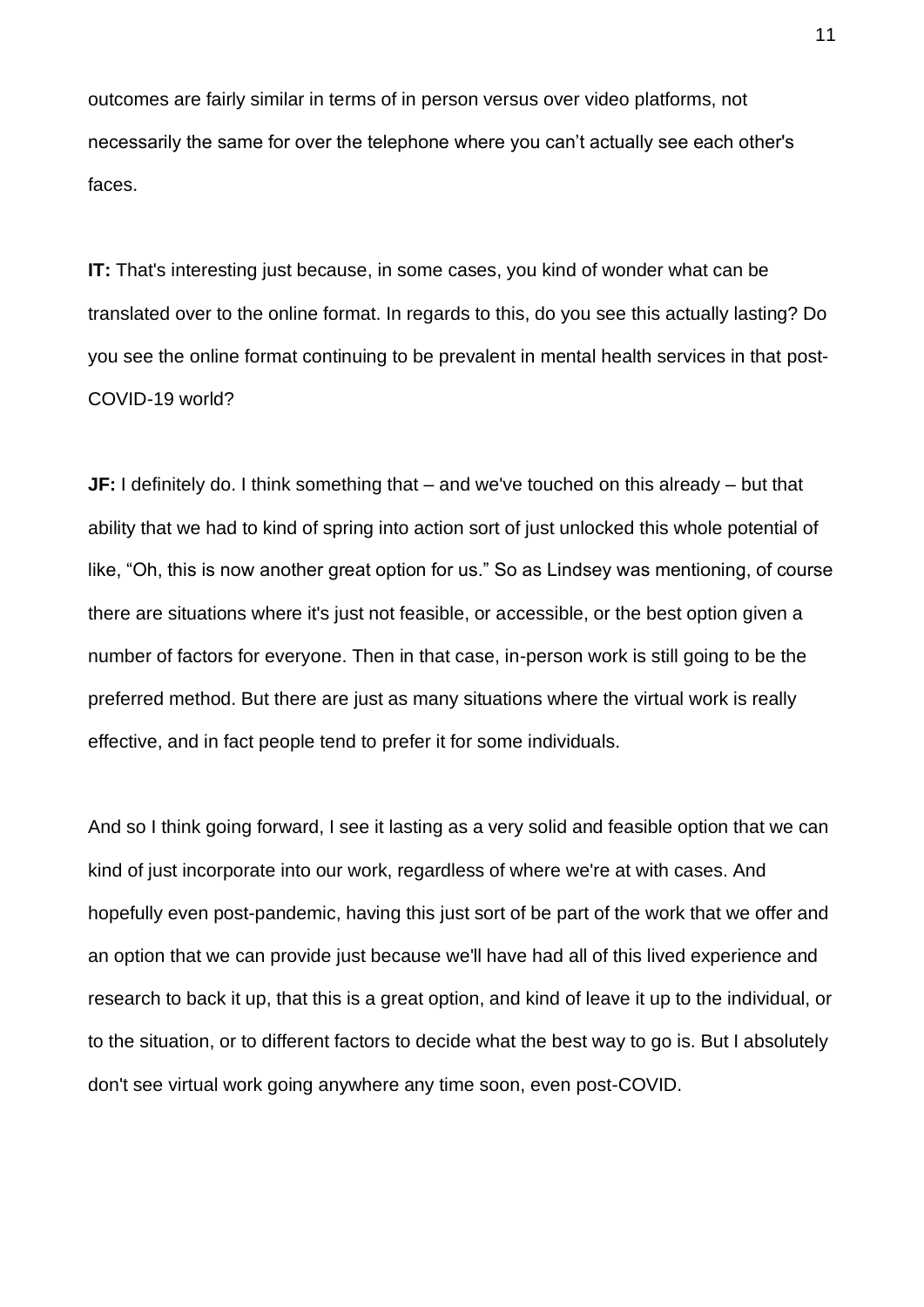outcomes are fairly similar in terms of in person versus over video platforms, not necessarily the same for over the telephone where you can't actually see each other's faces.

**IT:** That's interesting just because, in some cases, you kind of wonder what can be translated over to the online format. In regards to this, do you see this actually lasting? Do you see the online format continuing to be prevalent in mental health services in that post-COVID-19 world?

**JF:** I definitely do. I think something that – and we've touched on this already – but that ability that we had to kind of spring into action sort of just unlocked this whole potential of like, "Oh, this is now another great option for us." So as Lindsey was mentioning, of course there are situations where it's just not feasible, or accessible, or the best option given a number of factors for everyone. Then in that case, in-person work is still going to be the preferred method. But there are just as many situations where the virtual work is really effective, and in fact people tend to prefer it for some individuals.

And so I think going forward, I see it lasting as a very solid and feasible option that we can kind of just incorporate into our work, regardless of where we're at with cases. And hopefully even post-pandemic, having this just sort of be part of the work that we offer and an option that we can provide just because we'll have had all of this lived experience and research to back it up, that this is a great option, and kind of leave it up to the individual, or to the situation, or to different factors to decide what the best way to go is. But I absolutely don't see virtual work going anywhere any time soon, even post-COVID.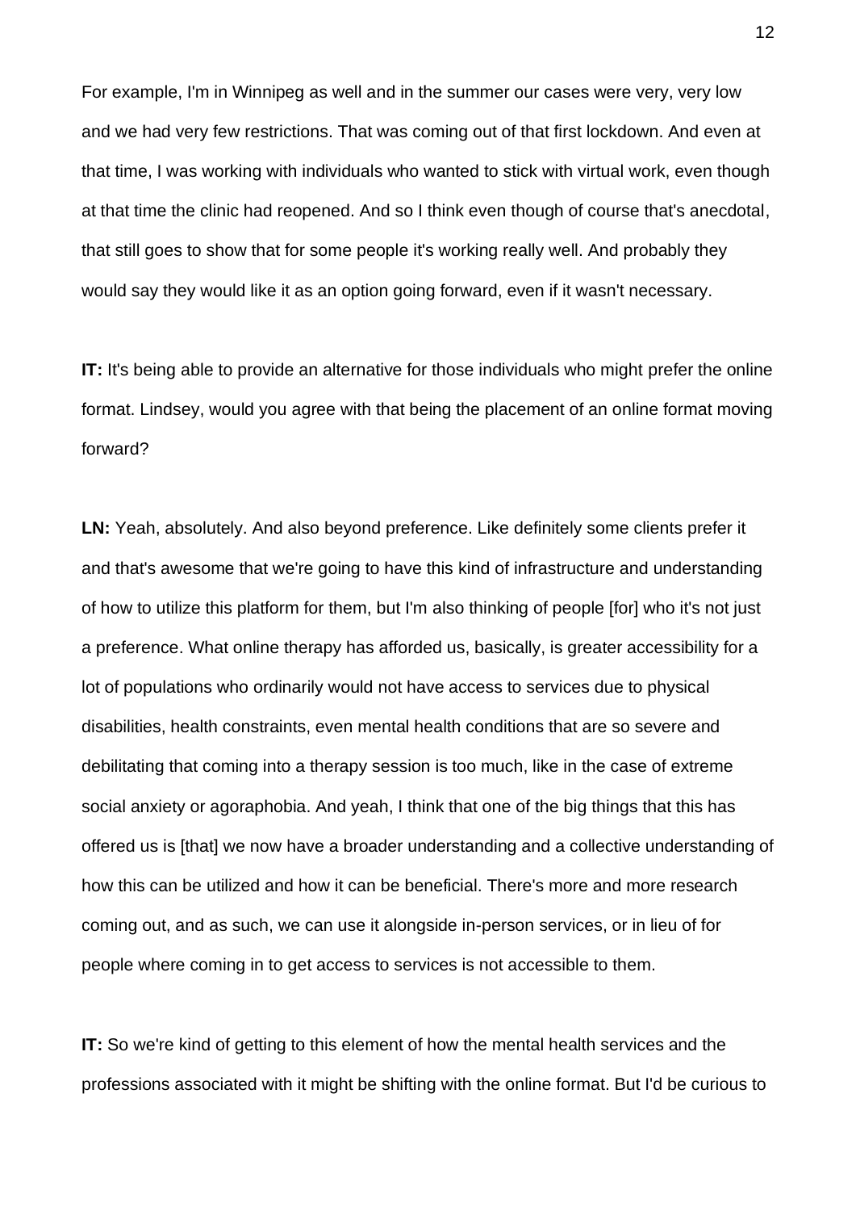For example, I'm in Winnipeg as well and in the summer our cases were very, very low and we had very few restrictions. That was coming out of that first lockdown. And even at that time, I was working with individuals who wanted to stick with virtual work, even though at that time the clinic had reopened. And so I think even though of course that's anecdotal, that still goes to show that for some people it's working really well. And probably they would say they would like it as an option going forward, even if it wasn't necessary.

**IT:** It's being able to provide an alternative for those individuals who might prefer the online format. Lindsey, would you agree with that being the placement of an online format moving forward?

**LN:** Yeah, absolutely. And also beyond preference. Like definitely some clients prefer it and that's awesome that we're going to have this kind of infrastructure and understanding of how to utilize this platform for them, but I'm also thinking of people [for] who it's not just a preference. What online therapy has afforded us, basically, is greater accessibility for a lot of populations who ordinarily would not have access to services due to physical disabilities, health constraints, even mental health conditions that are so severe and debilitating that coming into a therapy session is too much, like in the case of extreme social anxiety or agoraphobia. And yeah, I think that one of the big things that this has offered us is [that] we now have a broader understanding and a collective understanding of how this can be utilized and how it can be beneficial. There's more and more research coming out, and as such, we can use it alongside in-person services, or in lieu of for people where coming in to get access to services is not accessible to them.

**IT:** So we're kind of getting to this element of how the mental health services and the professions associated with it might be shifting with the online format. But I'd be curious to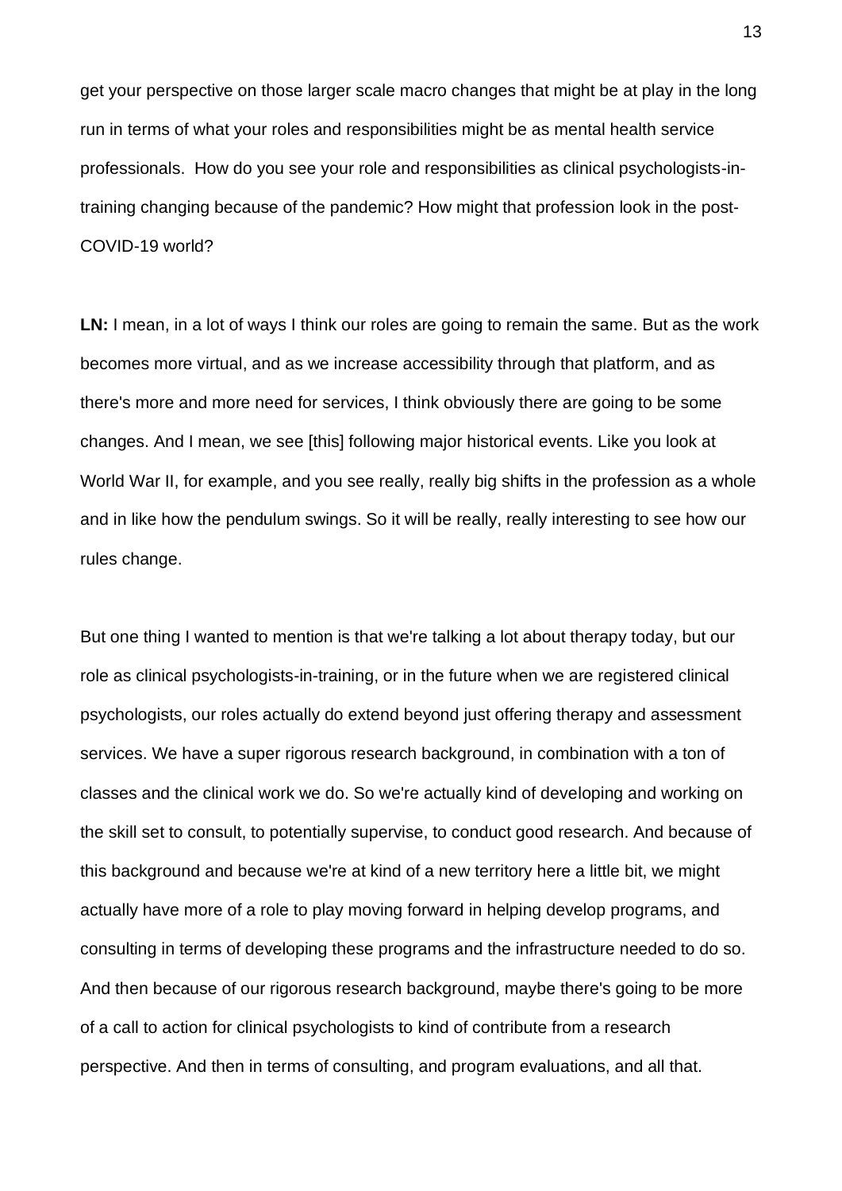get your perspective on those larger scale macro changes that might be at play in the long run in terms of what your roles and responsibilities might be as mental health service professionals. How do you see your role and responsibilities as clinical psychologists-in-training changing because of the pandemic? How might that profession look in the post-COVID-19 world?

**LN:** I mean, in a lot of ways I think our roles are going to remain the same. But as the work becomes more virtual, and as we increase accessibility through that platform, and as there's more and more need for services, I think obviously there are going to be some changes. And I mean, we see [this] following major historical events. Like you look at World War II, for example, and you see really, really big shifts in the profession as a whole and in like how the pendulum swings. So it will be really, really interesting to see how our rules change.

But one thing I wanted to mention is that we're talking a lot about therapy today, but our role as clinical psychologists-in-training, or in the future when we are registered clinical psychologists, our roles actually do extend beyond just offering therapy and assessment services. We have a super rigorous research background, in combination with a ton of classes and the clinical work we do. So we're actually kind of developing and working on the skill set to consult, to potentially supervise, to conduct good research. And because of this background and because we're at kind of a new territory here a little bit, we might actually have more of a role to play moving forward in helping develop programs, and consulting in terms of developing these programs and the infrastructure needed to do so. And then because of our rigorous research background, maybe there's going to be more of a call to action for clinical psychologists to kind of contribute from a research perspective. And then in terms of consulting, and program evaluations, and all that.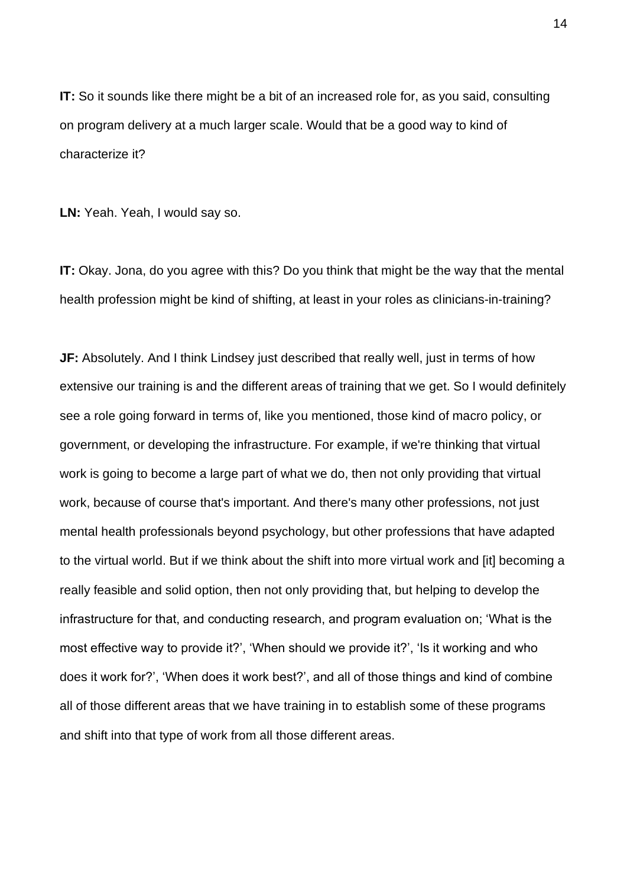**IT:** So it sounds like there might be a bit of an increased role for, as you said, consulting on program delivery at a much larger scale. Would that be a good way to kind of characterize it?

**LN:** Yeah. Yeah, I would say so.

**IT:** Okay. Jona, do you agree with this? Do you think that might be the way that the mental health profession might be kind of shifting, at least in your roles as clinicians-in-training?

**JF:** Absolutely. And I think Lindsey just described that really well, just in terms of how extensive our training is and the different areas of training that we get. So I would definitely see a role going forward in terms of, like you mentioned, those kind of macro policy, or government, or developing the infrastructure. For example, if we're thinking that virtual work is going to become a large part of what we do, then not only providing that virtual work, because of course that's important. And there's many other professions, not just mental health professionals beyond psychology, but other professions that have adapted to the virtual world. But if we think about the shift into more virtual work and [it] becoming a really feasible and solid option, then not only providing that, but helping to develop the infrastructure for that, and conducting research, and program evaluation on; 'What is the most effective way to provide it?', 'When should we provide it?', 'Is it working and who does it work for?', 'When does it work best?', and all of those things and kind of combine all of those different areas that we have training in to establish some of these programs and shift into that type of work from all those different areas.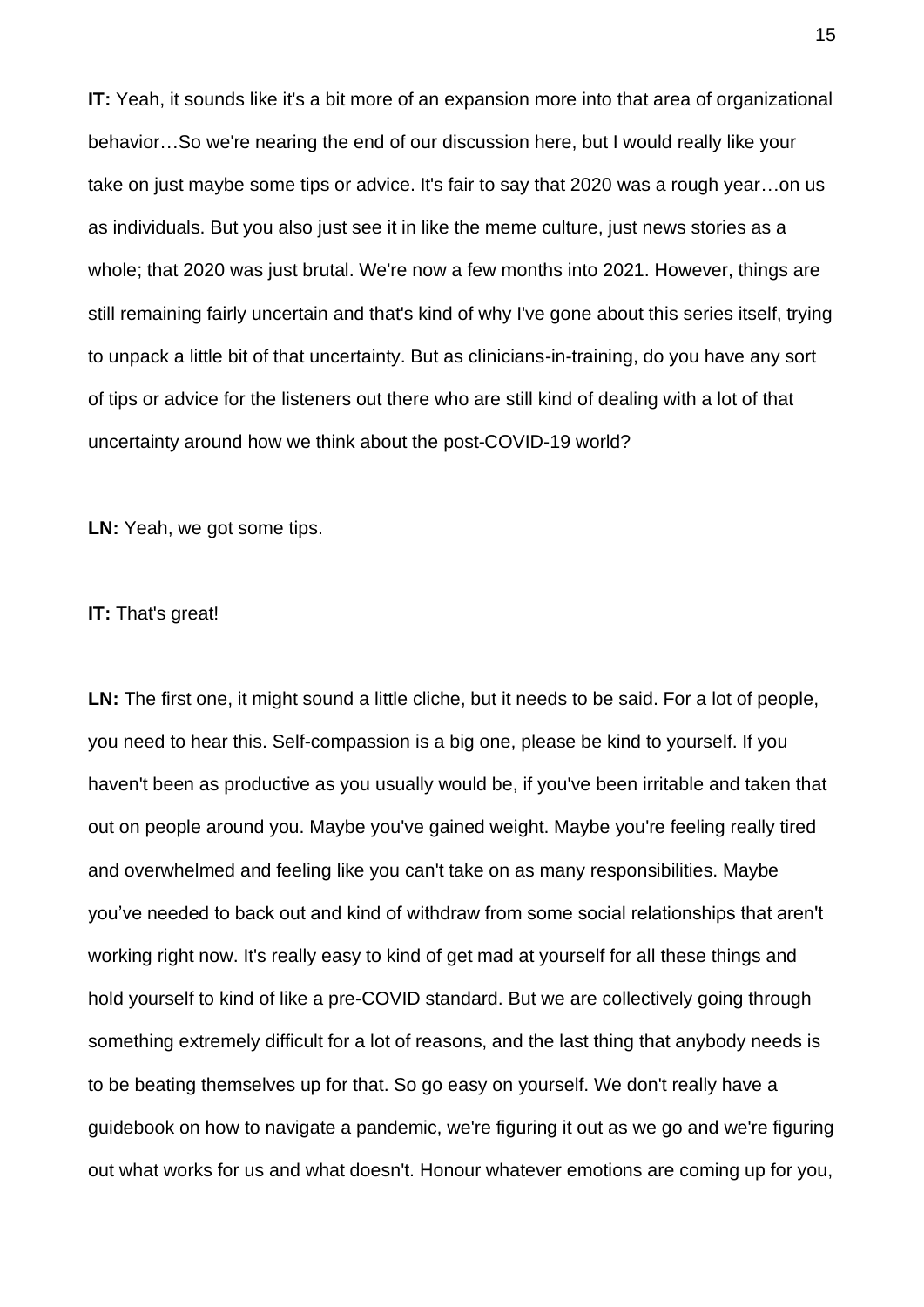**IT:** Yeah, it sounds like it's a bit more of an expansion more into that area of organizational behavior…So we're nearing the end of our discussion here, but I would really like your take on just maybe some tips or advice. It's fair to say that 2020 was a rough year…on us as individuals. But you also just see it in like the meme culture, just news stories as a whole; that 2020 was just brutal. We're now a few months into 2021. However, things are still remaining fairly uncertain and that's kind of why I've gone about this series itself, trying to unpack a little bit of that uncertainty. But as clinicians-in-training, do you have any sort of tips or advice for the listeners out there who are still kind of dealing with a lot of that uncertainty around how we think about the post-COVID-19 world?

**LN:** Yeah, we got some tips.

**IT:** That's great!

**LN:** The first one, it might sound a little cliche, but it needs to be said. For a lot of people, you need to hear this. Self-compassion is a big one, please be kind to yourself. If you haven't been as productive as you usually would be, if you've been irritable and taken that out on people around you. Maybe you've gained weight. Maybe you're feeling really tired and overwhelmed and feeling like you can't take on as many responsibilities. Maybe you've needed to back out and kind of withdraw from some social relationships that aren't working right now. It's really easy to kind of get mad at yourself for all these things and hold yourself to kind of like a pre-COVID standard. But we are collectively going through something extremely difficult for a lot of reasons, and the last thing that anybody needs is to be beating themselves up for that. So go easy on yourself. We don't really have a guidebook on how to navigate a pandemic, we're figuring it out as we go and we're figuring out what works for us and what doesn't. Honour whatever emotions are coming up for you,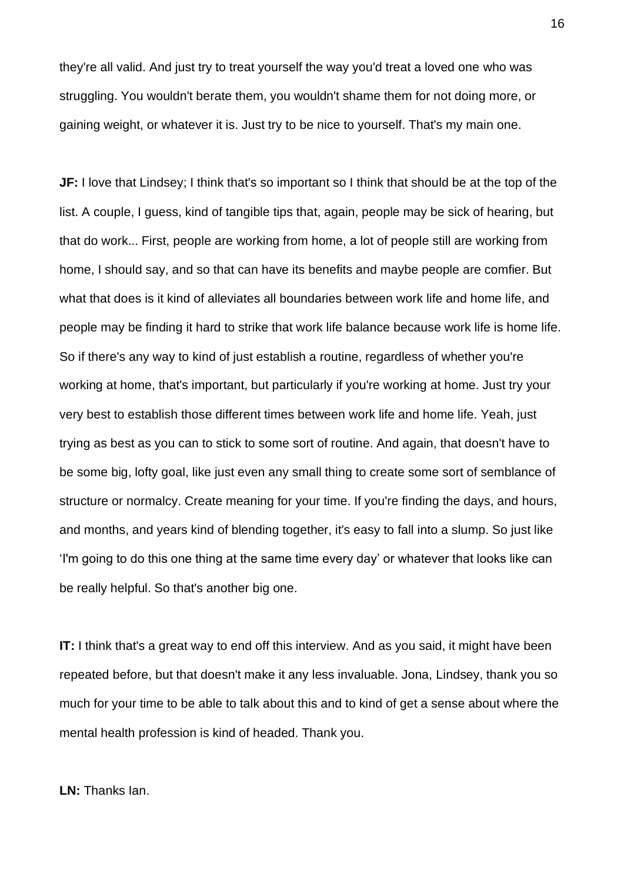they're all valid. And just try to treat yourself the way you'd treat a loved one who was struggling. You wouldn't berate them, you wouldn't shame them for not doing more, or gaining weight, or whatever it is. Just try to be nice to yourself. That's my main one.

**JF:** I love that Lindsey; I think that's so important so I think that should be at the top of the list. A couple, I guess, kind of tangible tips that, again, people may be sick of hearing, but that do work... First, people are working from home, a lot of people still are working from home, I should say, and so that can have its benefits and maybe people are comfier. But what that does is it kind of alleviates all boundaries between work life and home life, and people may be finding it hard to strike that work life balance because work life is home life. So if there's any way to kind of just establish a routine, regardless of whether you're working at home, that's important, but particularly if you're working at home. Just try your very best to establish those different times between work life and home life. Yeah, just trying as best as you can to stick to some sort of routine. And again, that doesn't have to be some big, lofty goal, like just even any small thing to create some sort of semblance of structure or normalcy. Create meaning for your time. If you're finding the days, and hours, and months, and years kind of blending together, it's easy to fall into a slump. So just like 'I'm going to do this one thing at the same time every day' or whatever that looks like can be really helpful. So that's another big one.

**IT:** I think that's a great way to end off this interview. And as you said, it might have been repeated before, but that doesn't make it any less invaluable. Jona, Lindsey, thank you so much for your time to be able to talk about this and to kind of get a sense about where the mental health profession is kind of headed. Thank you.

**LN:** Thanks Ian.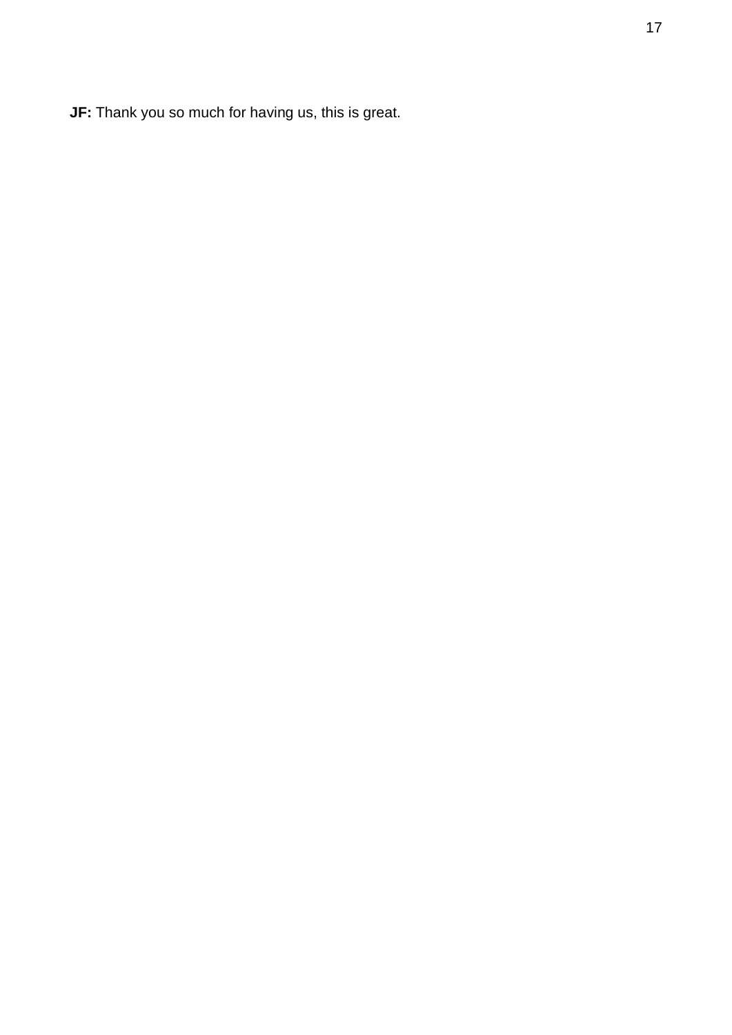**JF:** Thank you so much for having us, this is great.